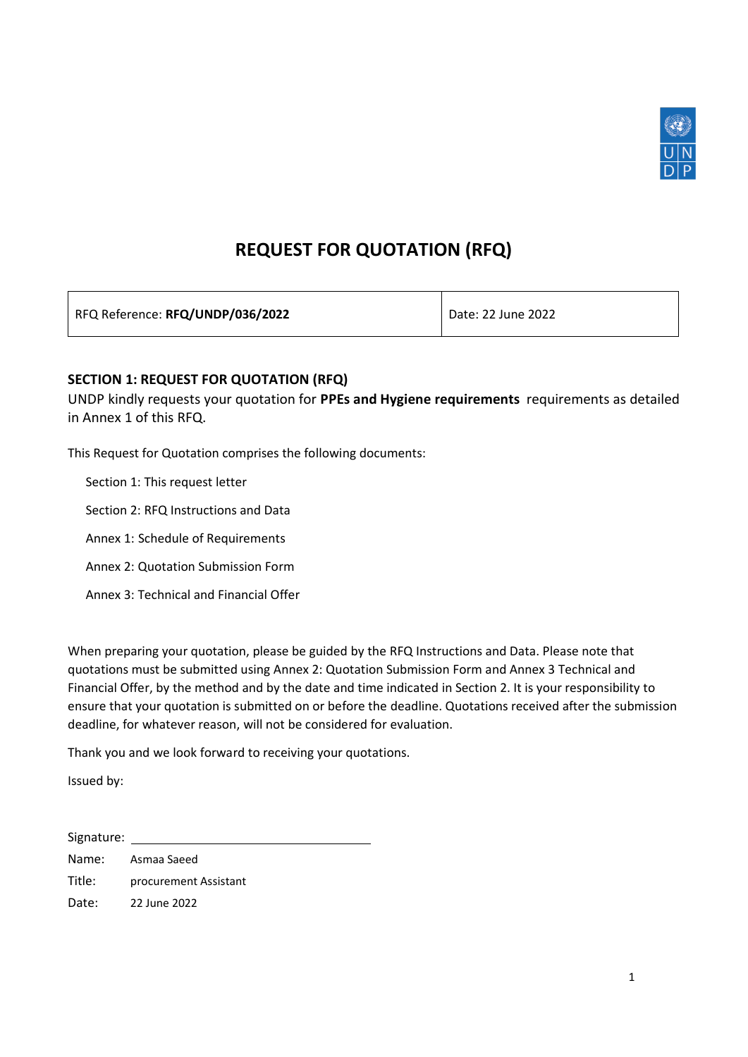# REQUEST FOR QUOTATION (RFQ)

| RFQ Reference: **RFQ/UNDP/036/2022** | Date: 22 June 2022 |
|---|---|

**SECTION 1: REQUEST FOR QUOTATION (RFQ)**

UNDP kindly requests your quotation for **PPEs and Hygiene requirements** requirements as detailed in Annex 1 of this RFQ.

This Request for Quotation comprises the following documents:

- Section 1: This request letter
- Section 2: RFQ Instructions and Data
- Annex 1: Schedule of Requirements
- Annex 2: Quotation Submission Form
- Annex 3: Technical and Financial Offer

When preparing your quotation, please be guided by the RFQ Instructions and Data. Please note that quotations must be submitted using Annex 2: Quotation Submission Form and Annex 3 Technical and Financial Offer, by the method and by the date and time indicated in Section 2. It is your responsibility to ensure that your quotation is submitted on or before the deadline. Quotations received after the submission deadline, for whatever reason, will not be considered for evaluation.

Thank you and we look forward to receiving your quotations.

Issued by:

Signature: ______________________________

Name: Asmaa Saeed

Title: procurement Assistant

Date: 22 June 2022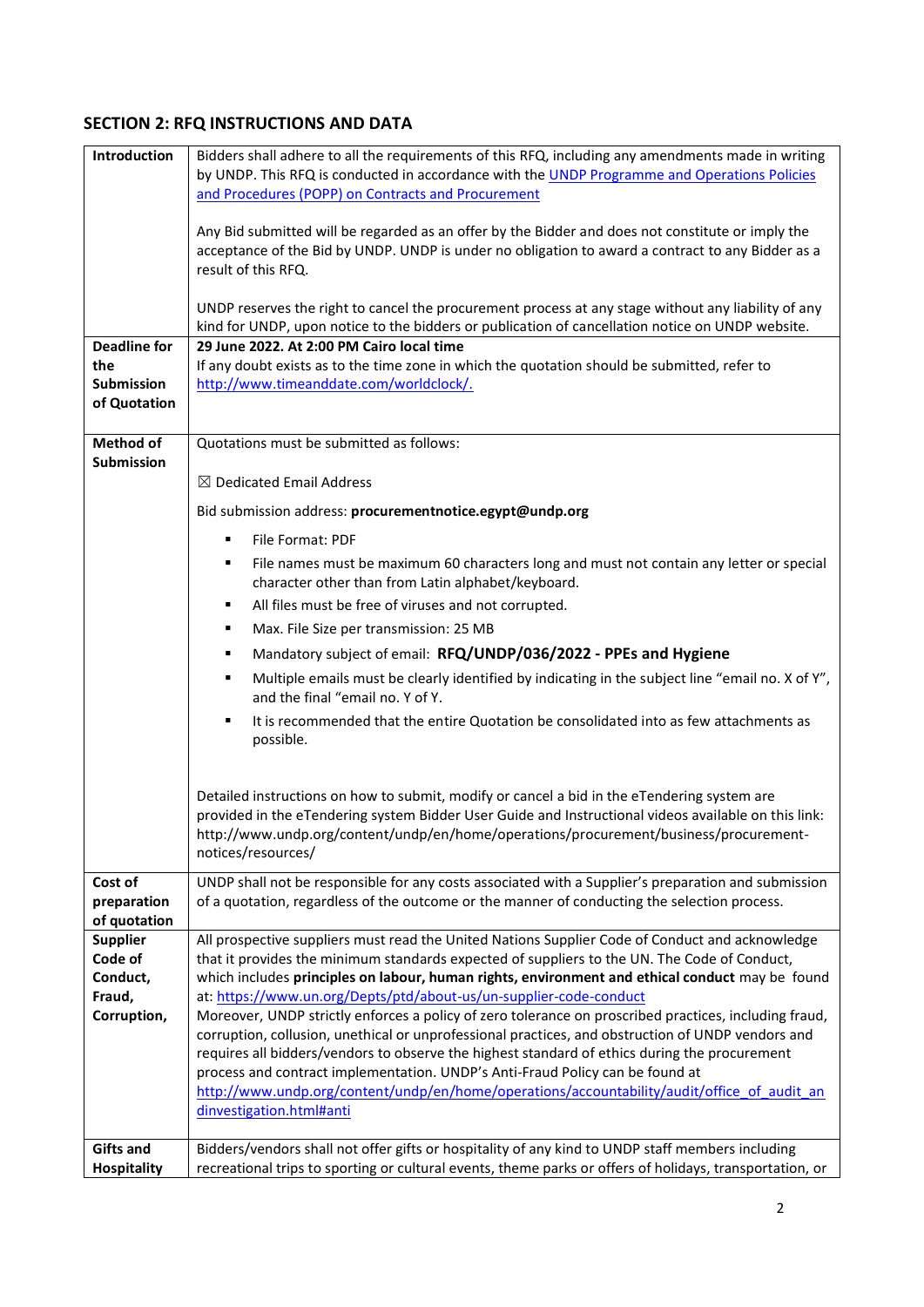## SECTION 2: RFQ INSTRUCTIONS AND DATA

| | |
|---|---|
| **Introduction** | Bidders shall adhere to all the requirements of this RFQ, including any amendments made in writing by UNDP. This RFQ is conducted in accordance with the [UNDP Programme and Operations Policies and Procedures (POPP) on Contracts and Procurement](#)<br><br>Any Bid submitted will be regarded as an offer by the Bidder and does not constitute or imply the acceptance of the Bid by UNDP. UNDP is under no obligation to award a contract to any Bidder as a result of this RFQ.<br><br>UNDP reserves the right to cancel the procurement process at any stage without any liability of any kind for UNDP, upon notice to the bidders or publication of cancellation notice on UNDP website. |
| **Deadline for the Submission of Quotation** | **29 June 2022. At 2:00 PM Cairo local time**<br>If any doubt exists as to the time zone in which the quotation should be submitted, refer to http://www.timeanddate.com/worldclock/. |
| **Method of Submission** | Quotations must be submitted as follows:<br><br>☒ Dedicated Email Address<br><br>Bid submission address: **procurementnotice.egypt@undp.org**<br><br>▪ File Format: PDF<br>▪ File names must be maximum 60 characters long and must not contain any letter or special character other than from Latin alphabet/keyboard.<br>▪ All files must be free of viruses and not corrupted.<br>▪ Max. File Size per transmission: 25 MB<br>▪ Mandatory subject of email: **RFQ/UNDP/036/2022 - PPEs and Hygiene**<br>▪ Multiple emails must be clearly identified by indicating in the subject line "email no. X of Y", and the final "email no. Y of Y.<br>▪ It is recommended that the entire Quotation be consolidated into as few attachments as possible.<br><br>Detailed instructions on how to submit, modify or cancel a bid in the eTendering system are provided in the eTendering system Bidder User Guide and Instructional videos available on this link: http://www.undp.org/content/undp/en/home/operations/procurement/business/procurement-notices/resources/ |
| **Cost of preparation of quotation** | UNDP shall not be responsible for any costs associated with a Supplier's preparation and submission of a quotation, regardless of the outcome or the manner of conducting the selection process. |
| **Supplier Code of Conduct, Fraud, Corruption,** | All prospective suppliers must read the United Nations Supplier Code of Conduct and acknowledge that it provides the minimum standards expected of suppliers to the UN. The Code of Conduct, which includes **principles on labour, human rights, environment and ethical conduct** may be found at: https://www.un.org/Depts/ptd/about-us/un-supplier-code-conduct<br>Moreover, UNDP strictly enforces a policy of zero tolerance on proscribed practices, including fraud, corruption, collusion, unethical or unprofessional practices, and obstruction of UNDP vendors and requires all bidders/vendors to observe the highest standard of ethics during the procurement process and contract implementation. UNDP's Anti-Fraud Policy can be found at http://www.undp.org/content/undp/en/home/operations/accountability/audit/office_of_audit_andinvestigation.html#anti |
| **Gifts and Hospitality** | Bidders/vendors shall not offer gifts or hospitality of any kind to UNDP staff members including recreational trips to sporting or cultural events, theme parks or offers of holidays, transportation, or |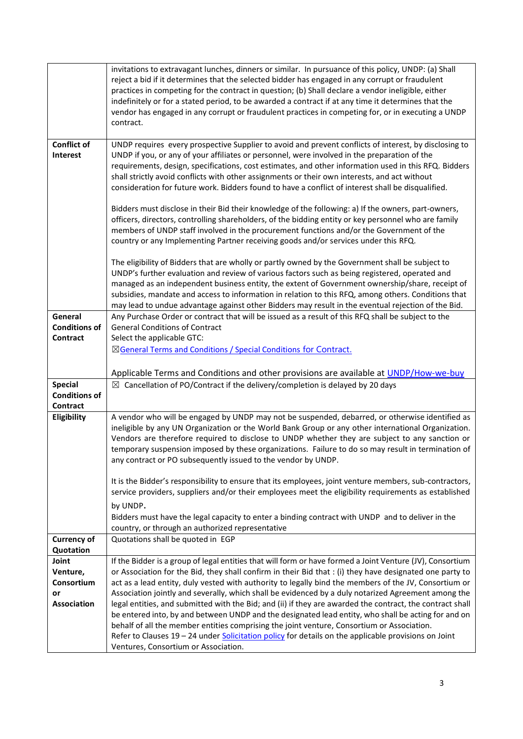| | |
|---|---|
| | invitations to extravagant lunches, dinners or similar. In pursuance of this policy, UNDP: (a) Shall reject a bid if it determines that the selected bidder has engaged in any corrupt or fraudulent practices in competing for the contract in question; (b) Shall declare a vendor ineligible, either indefinitely or for a stated period, to be awarded a contract if at any time it determines that the vendor has engaged in any corrupt or fraudulent practices in competing for, or in executing a UNDP contract. |
| **Conflict of Interest** | UNDP requires every prospective Supplier to avoid and prevent conflicts of interest, by disclosing to UNDP if you, or any of your affiliates or personnel, were involved in the preparation of the requirements, design, specifications, cost estimates, and other information used in this RFQ. Bidders shall strictly avoid conflicts with other assignments or their own interests, and act without consideration for future work. Bidders found to have a conflict of interest shall be disqualified.<br><br>Bidders must disclose in their Bid their knowledge of the following: a) If the owners, part-owners, officers, directors, controlling shareholders, of the bidding entity or key personnel who are family members of UNDP staff involved in the procurement functions and/or the Government of the country or any Implementing Partner receiving goods and/or services under this RFQ.<br><br>The eligibility of Bidders that are wholly or partly owned by the Government shall be subject to UNDP's further evaluation and review of various factors such as being registered, operated and managed as an independent business entity, the extent of Government ownership/share, receipt of subsidies, mandate and access to information in relation to this RFQ, among others. Conditions that may lead to undue advantage against other Bidders may result in the eventual rejection of the Bid. |
| **General Conditions of Contract** | Any Purchase Order or contract that will be issued as a result of this RFQ shall be subject to the General Conditions of Contract<br>Select the applicable GTC:<br>☒General Terms and Conditions / Special Conditions for Contract.<br><br>Applicable Terms and Conditions and other provisions are available at UNDP/How-we-buy |
| **Special Conditions of Contract** | ☒ Cancellation of PO/Contract if the delivery/completion is delayed by 20 days |
| **Eligibility** | A vendor who will be engaged by UNDP may not be suspended, debarred, or otherwise identified as ineligible by any UN Organization or the World Bank Group or any other international Organization. Vendors are therefore required to disclose to UNDP whether they are subject to any sanction or temporary suspension imposed by these organizations. Failure to do so may result in termination of any contract or PO subsequently issued to the vendor by UNDP.<br><br>It is the Bidder's responsibility to ensure that its employees, joint venture members, sub-contractors, service providers, suppliers and/or their employees meet the eligibility requirements as established by UNDP.<br>Bidders must have the legal capacity to enter a binding contract with UNDP and to deliver in the country, or through an authorized representative |
| **Currency of Quotation** | Quotations shall be quoted in EGP |
| **Joint Venture, Consortium or Association** | If the Bidder is a group of legal entities that will form or have formed a Joint Venture (JV), Consortium or Association for the Bid, they shall confirm in their Bid that : (i) they have designated one party to act as a lead entity, duly vested with authority to legally bind the members of the JV, Consortium or Association jointly and severally, which shall be evidenced by a duly notarized Agreement among the legal entities, and submitted with the Bid; and (ii) if they are awarded the contract, the contract shall be entered into, by and between UNDP and the designated lead entity, who shall be acting for and on behalf of all the member entities comprising the joint venture, Consortium or Association.<br>Refer to Clauses 19 – 24 under Solicitation policy for details on the applicable provisions on Joint Ventures, Consortium or Association. |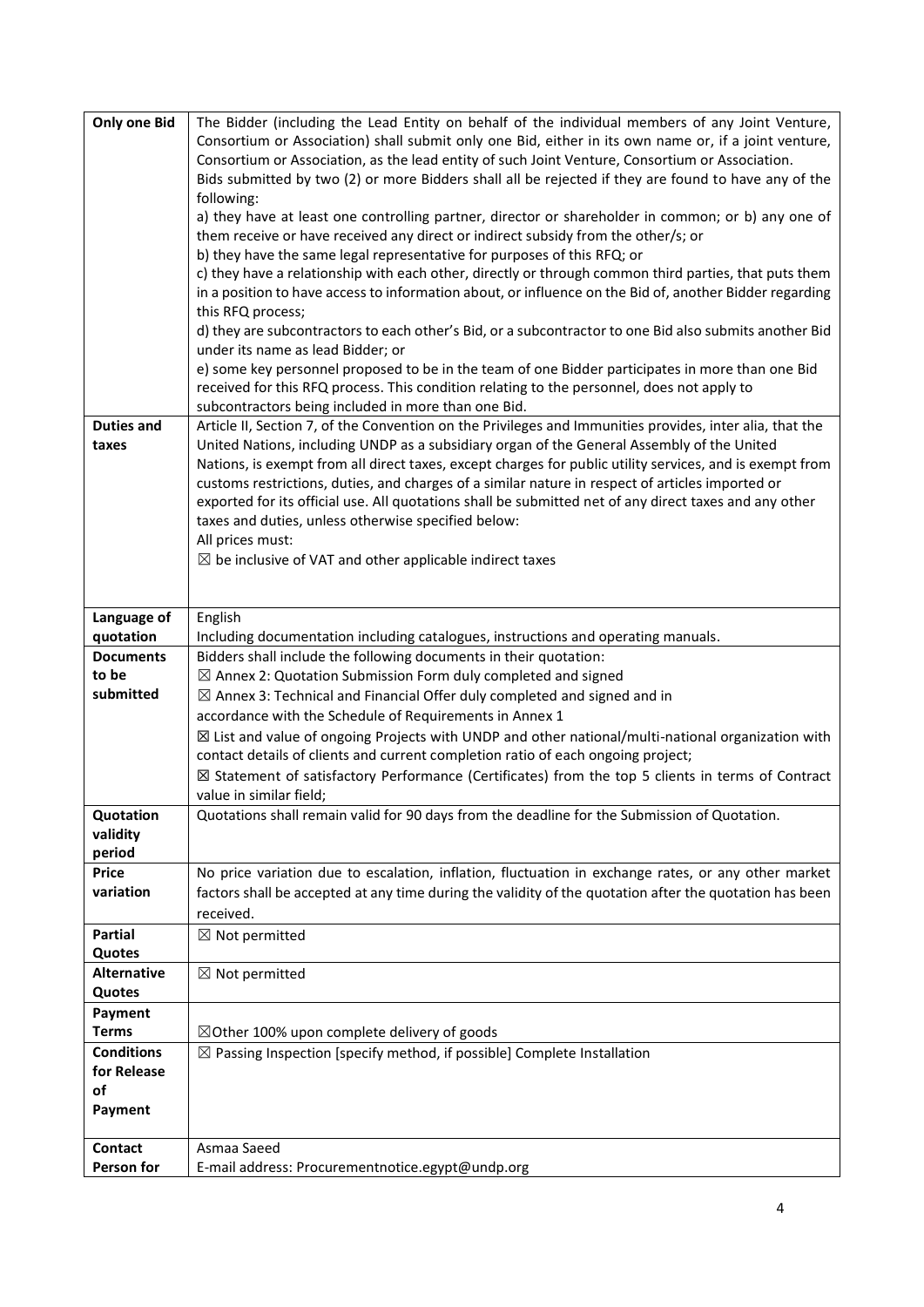| | |
|---|---|
| **Only one Bid** | The Bidder (including the Lead Entity on behalf of the individual members of any Joint Venture, Consortium or Association) shall submit only one Bid, either in its own name or, if a joint venture, Consortium or Association, as the lead entity of such Joint Venture, Consortium or Association.<br>Bids submitted by two (2) or more Bidders shall all be rejected if they are found to have any of the following:<br>a) they have at least one controlling partner, director or shareholder in common; or b) any one of them receive or have received any direct or indirect subsidy from the other/s; or<br>b) they have the same legal representative for purposes of this RFQ; or<br>c) they have a relationship with each other, directly or through common third parties, that puts them in a position to have access to information about, or influence on the Bid of, another Bidder regarding this RFQ process;<br>d) they are subcontractors to each other's Bid, or a subcontractor to one Bid also submits another Bid under its name as lead Bidder; or<br>e) some key personnel proposed to be in the team of one Bidder participates in more than one Bid received for this RFQ process. This condition relating to the personnel, does not apply to subcontractors being included in more than one Bid. |
| **Duties and taxes** | Article II, Section 7, of the Convention on the Privileges and Immunities provides, inter alia, that the United Nations, including UNDP as a subsidiary organ of the General Assembly of the United Nations, is exempt from all direct taxes, except charges for public utility services, and is exempt from customs restrictions, duties, and charges of a similar nature in respect of articles imported or exported for its official use. All quotations shall be submitted net of any direct taxes and any other taxes and duties, unless otherwise specified below:<br>All prices must:<br>☒ be inclusive of VAT and other applicable indirect taxes |
| **Language of quotation** | English<br>Including documentation including catalogues, instructions and operating manuals. |
| **Documents to be submitted** | Bidders shall include the following documents in their quotation:<br>☒ Annex 2: Quotation Submission Form duly completed and signed<br>☒ Annex 3: Technical and Financial Offer duly completed and signed and in accordance with the Schedule of Requirements in Annex 1<br>☒ List and value of ongoing Projects with UNDP and other national/multi-national organization with contact details of clients and current completion ratio of each ongoing project;<br>☒ Statement of satisfactory Performance (Certificates) from the top 5 clients in terms of Contract value in similar field; |
| **Quotation validity period** | Quotations shall remain valid for 90 days from the deadline for the Submission of Quotation. |
| **Price variation** | No price variation due to escalation, inflation, fluctuation in exchange rates, or any other market factors shall be accepted at any time during the validity of the quotation after the quotation has been received. |
| **Partial Quotes** | ☒ Not permitted |
| **Alternative Quotes** | ☒ Not permitted |
| **Payment Terms** | ☒Other 100% upon complete delivery of goods |
| **Conditions for Release of Payment** | ☒ Passing Inspection [specify method, if possible] Complete Installation |
| **Contact Person for** | Asmaa Saeed<br>E-mail address: Procurementnotice.egypt@undp.org |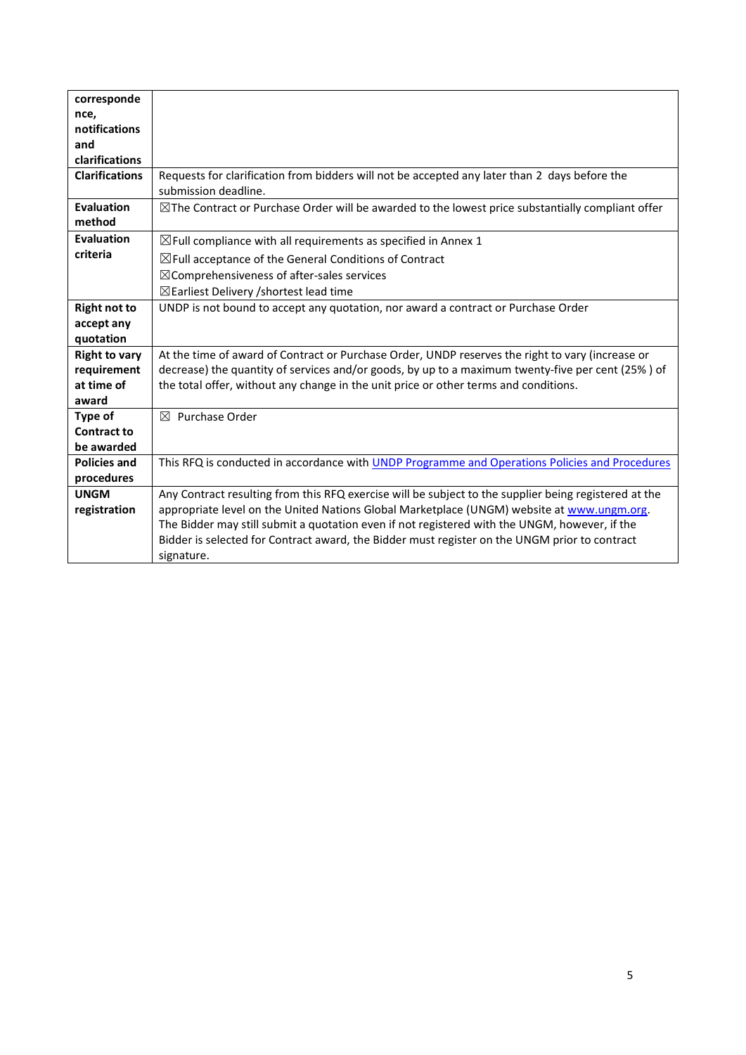| | |
|---|---|
| **correspondence, notifications and clarifications** | |
| **Clarifications** | Requests for clarification from bidders will not be accepted any later than 2 days before the submission deadline. |
| **Evaluation method** | ☒The Contract or Purchase Order will be awarded to the lowest price substantially compliant offer |
| **Evaluation criteria** | ☒Full compliance with all requirements as specified in Annex 1<br>☒Full acceptance of the General Conditions of Contract<br>☒Comprehensiveness of after-sales services<br>☒Earliest Delivery /shortest lead time |
| **Right not to accept any quotation** | UNDP is not bound to accept any quotation, nor award a contract or Purchase Order |
| **Right to vary requirement at time of award** | At the time of award of Contract or Purchase Order, UNDP reserves the right to vary (increase or decrease) the quantity of services and/or goods, by up to a maximum twenty-five per cent (25% ) of the total offer, without any change in the unit price or other terms and conditions. |
| **Type of Contract to be awarded** | ☒ Purchase Order |
| **Policies and procedures** | This RFQ is conducted in accordance with [UNDP Programme and Operations Policies and Procedures]() |
| **UNGM registration** | Any Contract resulting from this RFQ exercise will be subject to the supplier being registered at the appropriate level on the United Nations Global Marketplace (UNGM) website at [www.ungm.org](www.ungm.org). The Bidder may still submit a quotation even if not registered with the UNGM, however, if the Bidder is selected for Contract award, the Bidder must register on the UNGM prior to contract signature. |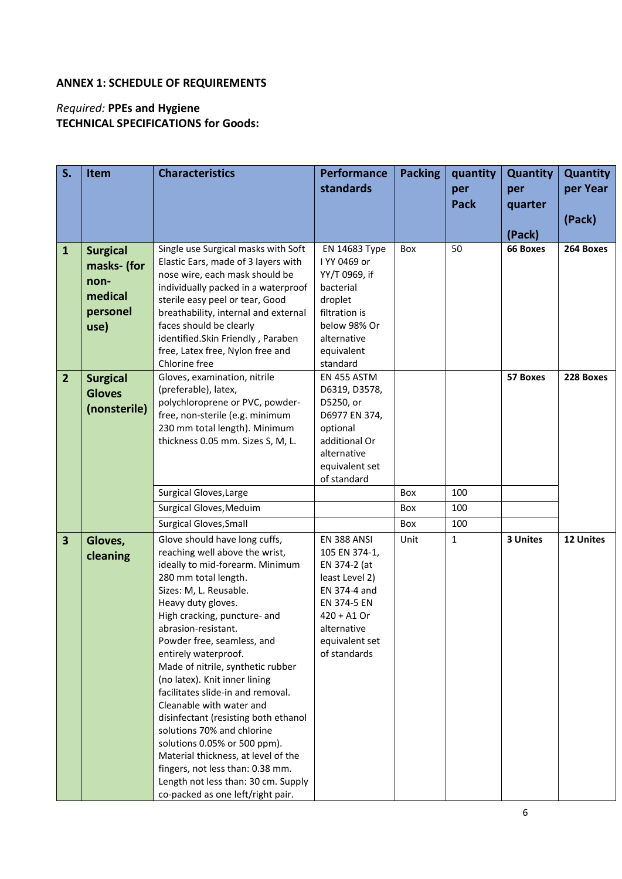**ANNEX 1: SCHEDULE OF REQUIREMENTS**

*Required:* **PPEs and Hygiene**
**TECHNICAL SPECIFICATIONS for Goods:**

| S. | Item | Characteristics | Performance standards | Packing | quantity per Pack | Quantity per quarter (Pack) | Quantity per Year (Pack) |
|---|---|---|---|---|---|---|---|
| **1** | **Surgical masks- (for non-medical personel use)** | Single use Surgical masks with Soft Elastic Ears, made of 3 layers with nose wire, each mask should be individually packed in a waterproof sterile easy peel or tear, Good breathability, internal and external faces should be clearly identified.Skin Friendly , Paraben free, Latex free, Nylon free and Chlorine free | EN 14683 Type I YY 0469 or YY/T 0969, if bacterial droplet filtration is below 98% Or alternative equivalent standard | Box | 50 | **66 Boxes** | **264 Boxes** |
| **2** | **Surgical Gloves (nonsterile)** | Gloves, examination, nitrile (preferable), latex, polychloroprene or PVC, powder-free, non-sterile (e.g. minimum 230 mm total length). Minimum thickness 0.05 mm. Sizes S, M, L. | EN 455 ASTM D6319, D3578, D5250, or D6977 EN 374, optional additional Or alternative equivalent set of standard | | | **57 Boxes** | **228 Boxes** |
| | | Surgical Gloves,Large | | Box | 100 | | |
| | | Surgical Gloves,Meduim | | Box | 100 | | |
| | | Surgical Gloves,Small | | Box | 100 | | |
| **3** | **Gloves, cleaning** | Glove should have long cuffs, reaching well above the wrist, ideally to mid-forearm. Minimum 280 mm total length. Sizes: M, L. Reusable. Heavy duty gloves. High cracking, puncture- and abrasion-resistant. Powder free, seamless, and entirely waterproof. Made of nitrile, synthetic rubber (no latex). Knit inner lining facilitates slide-in and removal. Cleanable with water and disinfectant (resisting both ethanol solutions 70% and chlorine solutions 0.05% or 500 ppm). Material thickness, at level of the fingers, not less than: 0.38 mm. Length not less than: 30 cm. Supply co-packed as one left/right pair. | EN 388 ANSI 105 EN 374-1, EN 374-2 (at least Level 2) EN 374-4 and EN 374-5 EN 420 + A1 Or alternative equivalent set of standards | Unit | 1 | **3 Unites** | **12 Unites** |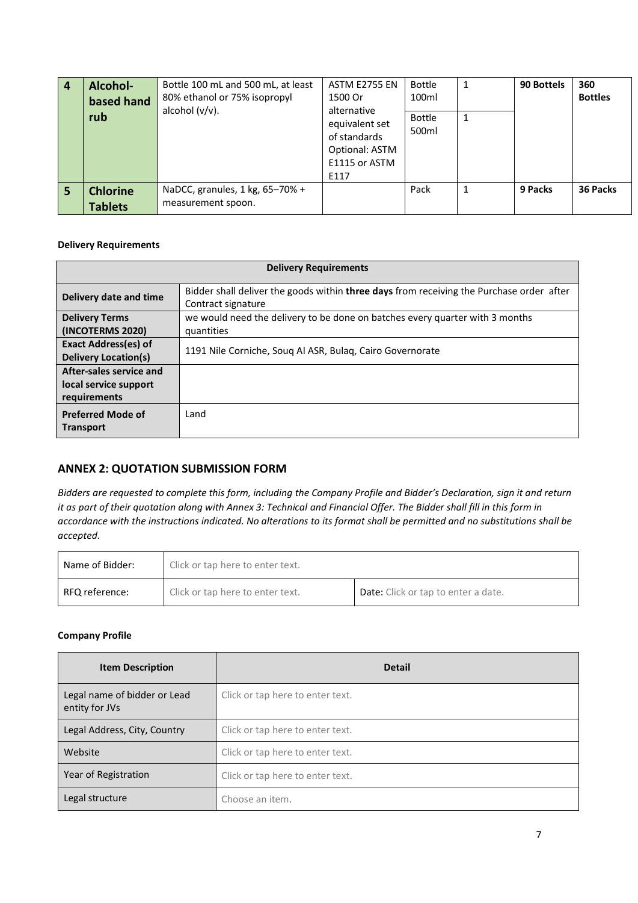| 4 | **Alcohol-based hand rub** | Bottle 100 mL and 500 mL, at least 80% ethanol or 75% isopropyl alcohol (v/v). | ASTM E2755 EN 1500 Or alternative equivalent set of standards Optional: ASTM E1115 or ASTM E117 | Bottle 100ml | 1 | **90 Bottels** | **360 Bottles** |
|---|---|---|---|---|---|---|---|
| | | | | Bottle 500ml | 1 | | |
| 5 | **Chlorine Tablets** | NaDCC, granules, 1 kg, 65–70% + measurement spoon. | | Pack | 1 | **9 Packs** | **36 Packs** |

**Delivery Requirements**

| **Delivery Requirements** | |
|---|---|
| **Delivery date and time** | Bidder shall deliver the goods within **three days** from receiving the Purchase order after Contract signature |
| **Delivery Terms (INCOTERMS 2020)** | we would need the delivery to be done on batches every quarter with 3 months quantities |
| **Exact Address(es) of Delivery Location(s)** | 1191 Nile Corniche, Souq Al ASR, Bulaq, Cairo Governorate |
| **After-sales service and local service support requirements** | |
| **Preferred Mode of Transport** | Land |

## ANNEX 2: QUOTATION SUBMISSION FORM

*Bidders are requested to complete this form, including the Company Profile and Bidder's Declaration, sign it and return it as part of their quotation along with Annex 3: Technical and Financial Offer. The Bidder shall fill in this form in accordance with the instructions indicated. No alterations to its format shall be permitted and no substitutions shall be accepted.*

| Name of Bidder: | Click or tap here to enter text. | |
|---|---|---|
| RFQ reference: | Click or tap here to enter text. | Date: Click or tap to enter a date. |

**Company Profile**

| Item Description | Detail |
|---|---|
| Legal name of bidder or Lead entity for JVs | Click or tap here to enter text. |
| Legal Address, City, Country | Click or tap here to enter text. |
| Website | Click or tap here to enter text. |
| Year of Registration | Click or tap here to enter text. |
| Legal structure | Choose an item. |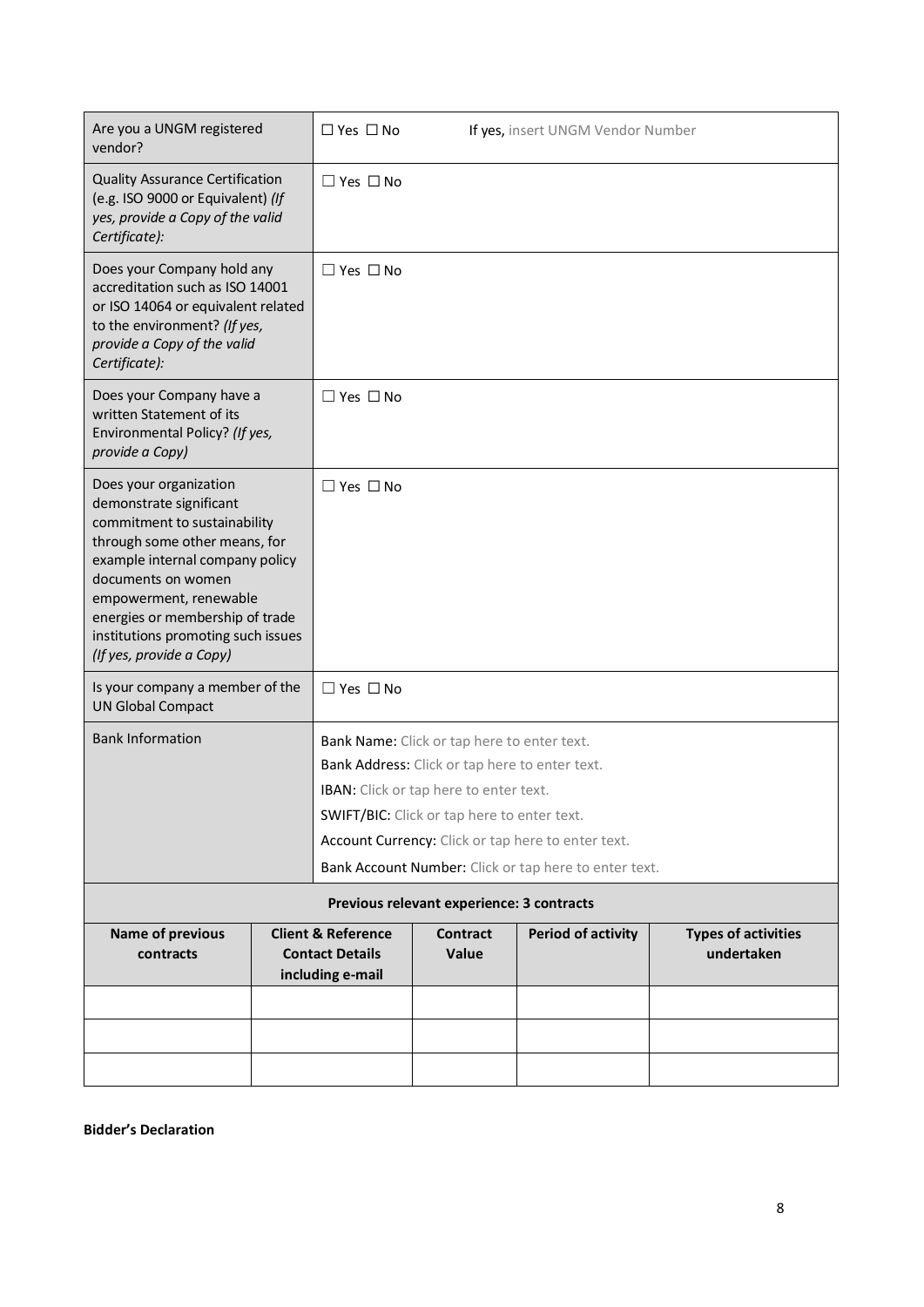| | |
|---|---|
| Are you a UNGM registered vendor? | ☐ Yes ☐ No          If yes, insert UNGM Vendor Number |
| Quality Assurance Certification (e.g. ISO 9000 or Equivalent) *(If yes, provide a Copy of the valid Certificate):* | ☐ Yes ☐ No |
| Does your Company hold any accreditation such as ISO 14001 or ISO 14064 or equivalent related to the environment? *(If yes, provide a Copy of the valid Certificate):* | ☐ Yes ☐ No |
| Does your Company have a written Statement of its Environmental Policy? *(If yes, provide a Copy)* | ☐ Yes ☐ No |
| Does your organization demonstrate significant commitment to sustainability through some other means, for example internal company policy documents on women empowerment, renewable energies or membership of trade institutions promoting such issues *(If yes, provide a Copy)* | ☐ Yes ☐ No |
| Is your company a member of the UN Global Compact | ☐ Yes ☐ No |
| Bank Information | **Bank Name:** Click or tap here to enter text.<br>**Bank Address:** Click or tap here to enter text.<br>**IBAN:** Click or tap here to enter text.<br>**SWIFT/BIC:** Click or tap here to enter text.<br>**Account Currency:** Click or tap here to enter text.<br>**Bank Account Number:** Click or tap here to enter text. |

**Previous relevant experience: 3 contracts**

| Name of previous contracts | Client & Reference Contact Details including e-mail | Contract Value | Period of activity | Types of activities undertaken |
|---|---|---|---|---|
| | | | | |
| | | | | |
| | | | | |

**Bidder's Declaration**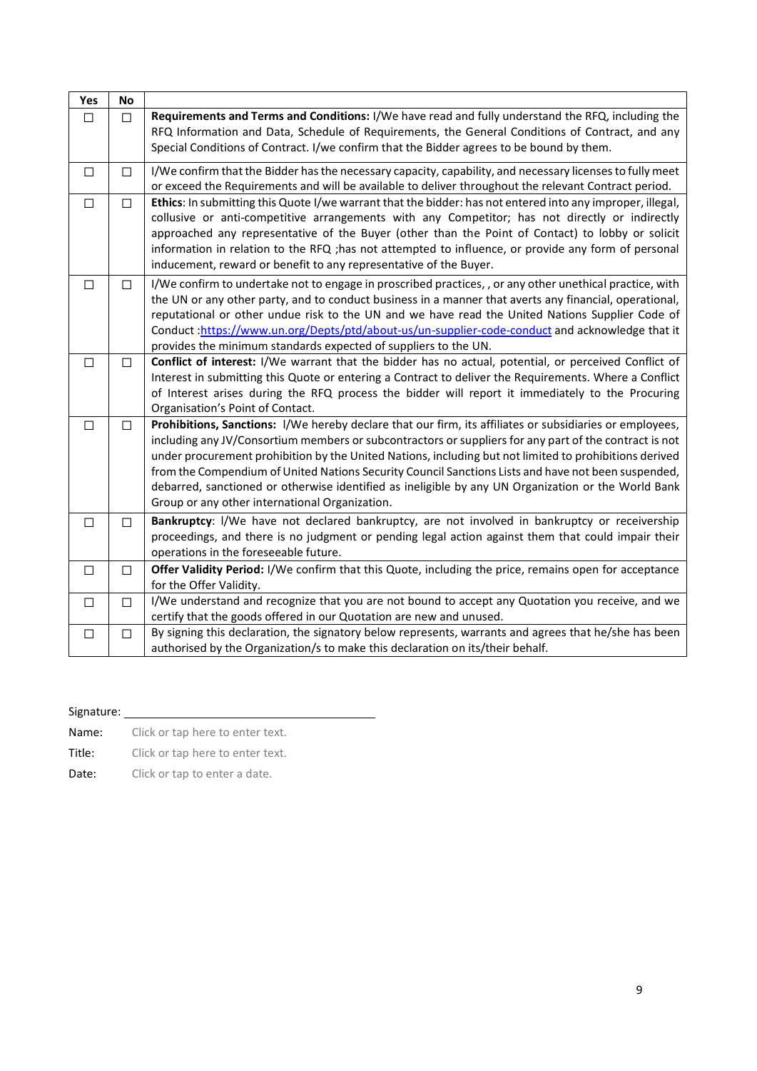| Yes | No | |
|---|---|---|
| ☐ | ☐ | **Requirements and Terms and Conditions:** I/We have read and fully understand the RFQ, including the RFQ Information and Data, Schedule of Requirements, the General Conditions of Contract, and any Special Conditions of Contract. I/we confirm that the Bidder agrees to be bound by them. |
| ☐ | ☐ | I/We confirm that the Bidder has the necessary capacity, capability, and necessary licenses to fully meet or exceed the Requirements and will be available to deliver throughout the relevant Contract period. |
| ☐ | ☐ | **Ethics**: In submitting this Quote I/we warrant that the bidder: has not entered into any improper, illegal, collusive or anti-competitive arrangements with any Competitor; has not directly or indirectly approached any representative of the Buyer (other than the Point of Contact) to lobby or solicit information in relation to the RFQ ;has not attempted to influence, or provide any form of personal inducement, reward or benefit to any representative of the Buyer. |
| ☐ | ☐ | I/We confirm to undertake not to engage in proscribed practices, , or any other unethical practice, with the UN or any other party, and to conduct business in a manner that averts any financial, operational, reputational or other undue risk to the UN and we have read the United Nations Supplier Code of Conduct :[https://www.un.org/Depts/ptd/about-us/un-supplier-code-conduct](https://www.un.org/Depts/ptd/about-us/un-supplier-code-conduct) and acknowledge that it provides the minimum standards expected of suppliers to the UN. |
| ☐ | ☐ | **Conflict of interest:** I/We warrant that the bidder has no actual, potential, or perceived Conflict of Interest in submitting this Quote or entering a Contract to deliver the Requirements. Where a Conflict of Interest arises during the RFQ process the bidder will report it immediately to the Procuring Organisation's Point of Contact. |
| ☐ | ☐ | **Prohibitions, Sanctions:** I/We hereby declare that our firm, its affiliates or subsidiaries or employees, including any JV/Consortium members or subcontractors or suppliers for any part of the contract is not under procurement prohibition by the United Nations, including but not limited to prohibitions derived from the Compendium of United Nations Security Council Sanctions Lists and have not been suspended, debarred, sanctioned or otherwise identified as ineligible by any UN Organization or the World Bank Group or any other international Organization. |
| ☐ | ☐ | **Bankruptcy**: I/We have not declared bankruptcy, are not involved in bankruptcy or receivership proceedings, and there is no judgment or pending legal action against them that could impair their operations in the foreseeable future. |
| ☐ | ☐ | **Offer Validity Period:** I/We confirm that this Quote, including the price, remains open for acceptance for the Offer Validity. |
| ☐ | ☐ | I/We understand and recognize that you are not bound to accept any Quotation you receive, and we certify that the goods offered in our Quotation are new and unused. |
| ☐ | ☐ | By signing this declaration, the signatory below represents, warrants and agrees that he/she has been authorised by the Organization/s to make this declaration on its/their behalf. |

Signature: ________________________________

Name: Click or tap here to enter text.

Title: Click or tap here to enter text.

Date: Click or tap to enter a date.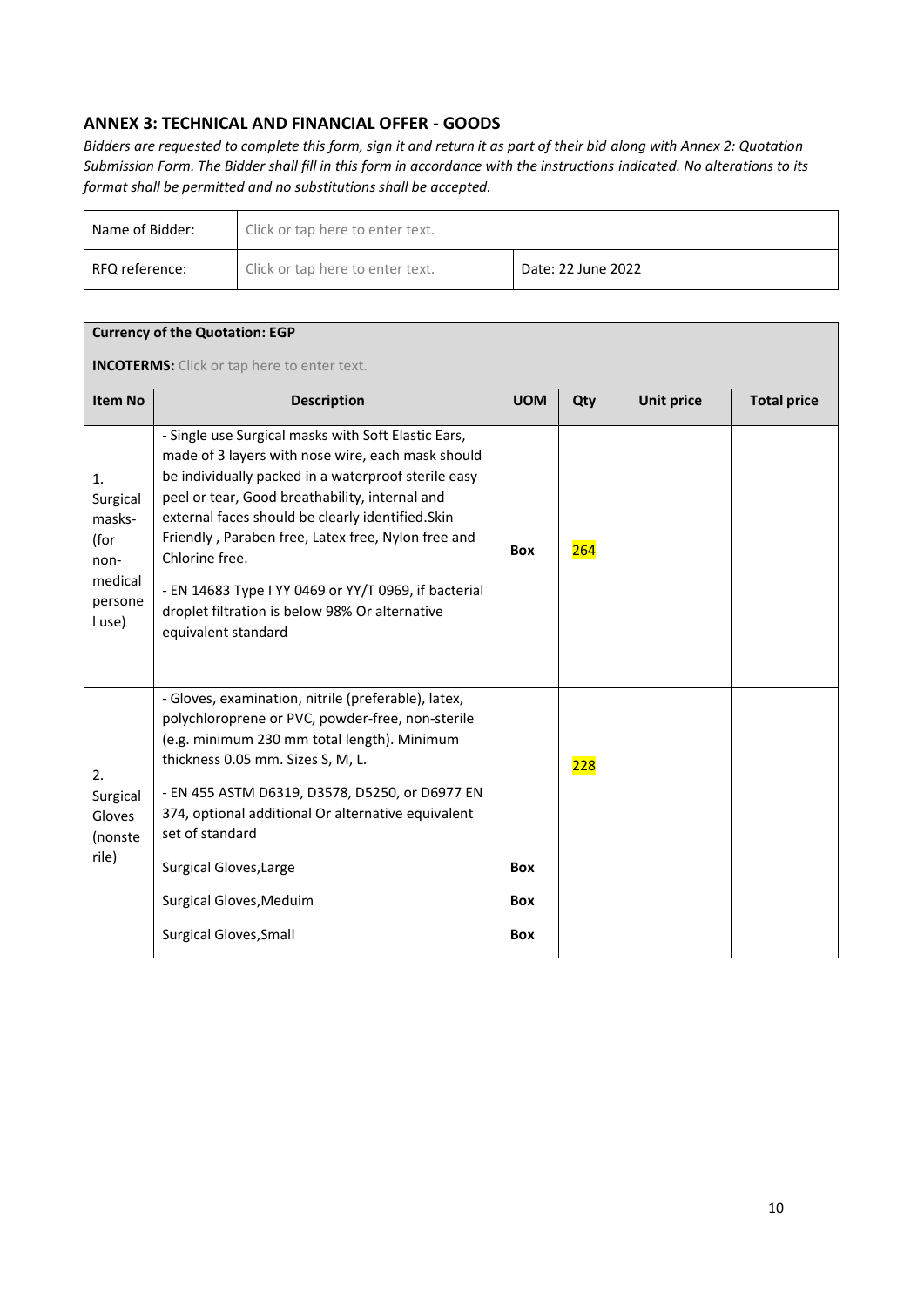## ANNEX 3: TECHNICAL AND FINANCIAL OFFER - GOODS

*Bidders are requested to complete this form, sign it and return it as part of their bid along with Annex 2: Quotation Submission Form. The Bidder shall fill in this form in accordance with the instructions indicated. No alterations to its format shall be permitted and no substitutions shall be accepted.*

| Name of Bidder: | Click or tap here to enter text. | |
|---|---|---|
| RFQ reference: | Click or tap here to enter text. | Date: 22 June 2022 |

| **Currency of the Quotation: EGP**<br><br>**INCOTERMS:** Click or tap here to enter text. | | | | | |
|---|---|---|---|---|---|
| **Item No** | **Description** | **UOM** | **Qty** | **Unit price** | **Total price** |
| 1. Surgical masks- (for non-medical personel use) | - Single use Surgical masks with Soft Elastic Ears, made of 3 layers with nose wire, each mask should be individually packed in a waterproof sterile easy peel or tear, Good breathability, internal and external faces should be clearly identified.Skin Friendly , Paraben free, Latex free, Nylon free and Chlorine free.<br><br>- EN 14683 Type I YY 0469 or YY/T 0969, if bacterial droplet filtration is below 98% Or alternative equivalent standard | **Box** | 264 | | |
| 2. Surgical Gloves (nonsterile) | - Gloves, examination, nitrile (preferable), latex, polychloroprene or PVC, powder-free, non-sterile (e.g. minimum 230 mm total length). Minimum thickness 0.05 mm. Sizes S, M, L.<br><br>- EN 455 ASTM D6319, D3578, D5250, or D6977 EN 374, optional additional Or alternative equivalent set of standard | | 228 | | |
| | Surgical Gloves,Large | **Box** | | | |
| | Surgical Gloves,Meduim | **Box** | | | |
| | Surgical Gloves,Small | **Box** | | | |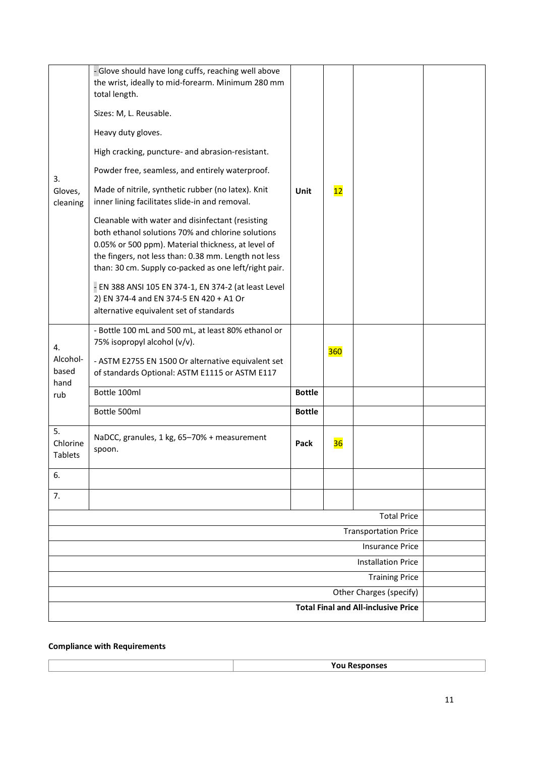| | | | | | |
|---|---|---|---|---|---|
| 3. Gloves, cleaning | - Glove should have long cuffs, reaching well above the wrist, ideally to mid-forearm. Minimum 280 mm total length.<br><br>Sizes: M, L. Reusable.<br><br>Heavy duty gloves.<br><br>High cracking, puncture- and abrasion-resistant.<br><br>Powder free, seamless, and entirely waterproof.<br><br>Made of nitrile, synthetic rubber (no latex). Knit inner lining facilitates slide-in and removal.<br><br>Cleanable with water and disinfectant (resisting both ethanol solutions 70% and chlorine solutions 0.05% or 500 ppm). Material thickness, at level of the fingers, not less than: 0.38 mm. Length not less than: 30 cm. Supply co-packed as one left/right pair.<br><br>- EN 388 ANSI 105 EN 374-1, EN 374-2 (at least Level 2) EN 374-4 and EN 374-5 EN 420 + A1 Or alternative equivalent set of standards | **Unit** | 12 | | |
| 4. Alcohol-based hand rub | - Bottle 100 mL and 500 mL, at least 80% ethanol or 75% isopropyl alcohol (v/v).<br><br>- ASTM E2755 EN 1500 Or alternative equivalent set of standards Optional: ASTM E1115 or ASTM E117 | | 360 | | |
| | Bottle 100ml | **Bottle** | | | |
| | Bottle 500ml | **Bottle** | | | |
| 5. Chlorine Tablets | NaDCC, granules, 1 kg, 65–70% + measurement spoon. | **Pack** | 36 | | |
| 6. | | | | | |
| 7. | | | | | |
| | | | | Total Price | |
| | | | | Transportation Price | |
| | | | | Insurance Price | |
| | | | | Installation Price | |
| | | | | Training Price | |
| | | | | Other Charges (specify) | |
| | | | | **Total Final and All-inclusive Price** | |

**Compliance with Requirements**

| | **You Responses** |
|---|---|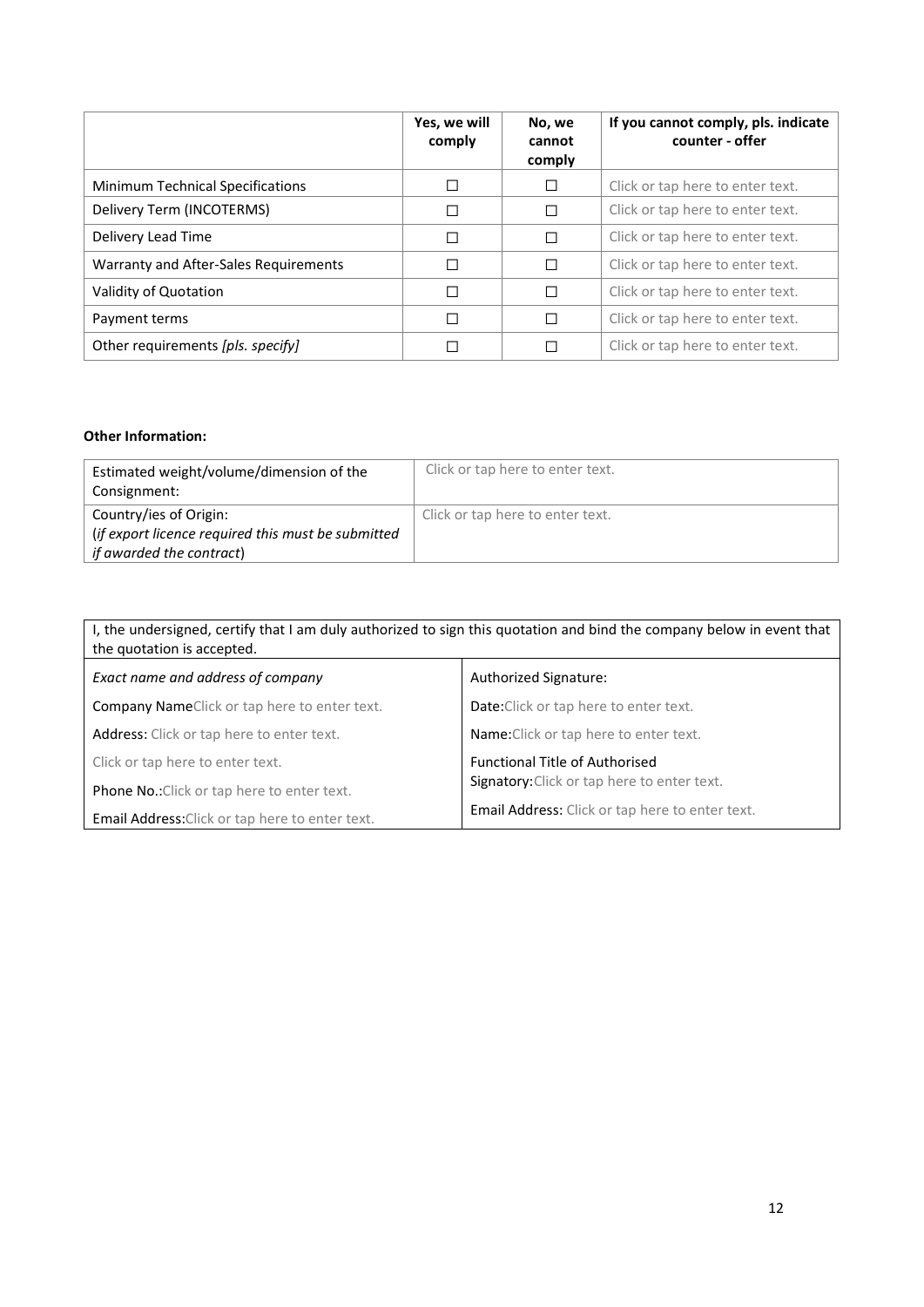| | Yes, we will comply | No, we cannot comply | If you cannot comply, pls. indicate counter - offer |
|---|---|---|---|
| Minimum Technical Specifications | ☐ | ☐ | Click or tap here to enter text. |
| Delivery Term (INCOTERMS) | ☐ | ☐ | Click or tap here to enter text. |
| Delivery Lead Time | ☐ | ☐ | Click or tap here to enter text. |
| Warranty and After-Sales Requirements | ☐ | ☐ | Click or tap here to enter text. |
| Validity of Quotation | ☐ | ☐ | Click or tap here to enter text. |
| Payment terms | ☐ | ☐ | Click or tap here to enter text. |
| Other requirements *[pls. specify]* | ☐ | ☐ | Click or tap here to enter text. |

**Other Information:**

| | |
|---|---|
| Estimated weight/volume/dimension of the Consignment: | Click or tap here to enter text. |
| Country/ies of Origin: (*if export licence required this must be submitted if awarded the contract*) | Click or tap here to enter text. |

| I, the undersigned, certify that I am duly authorized to sign this quotation and bind the company below in event that the quotation is accepted. | |
|---|---|
| *Exact name and address of company* | Authorized Signature: |
| Company NameClick or tap here to enter text. | Date:Click or tap here to enter text. |
| Address: Click or tap here to enter text. | Name:Click or tap here to enter text. |
| Click or tap here to enter text. | Functional Title of Authorised Signatory:Click or tap here to enter text. |
| Phone No.:Click or tap here to enter text. | |
| Email Address:Click or tap here to enter text. | Email Address: Click or tap here to enter text. |